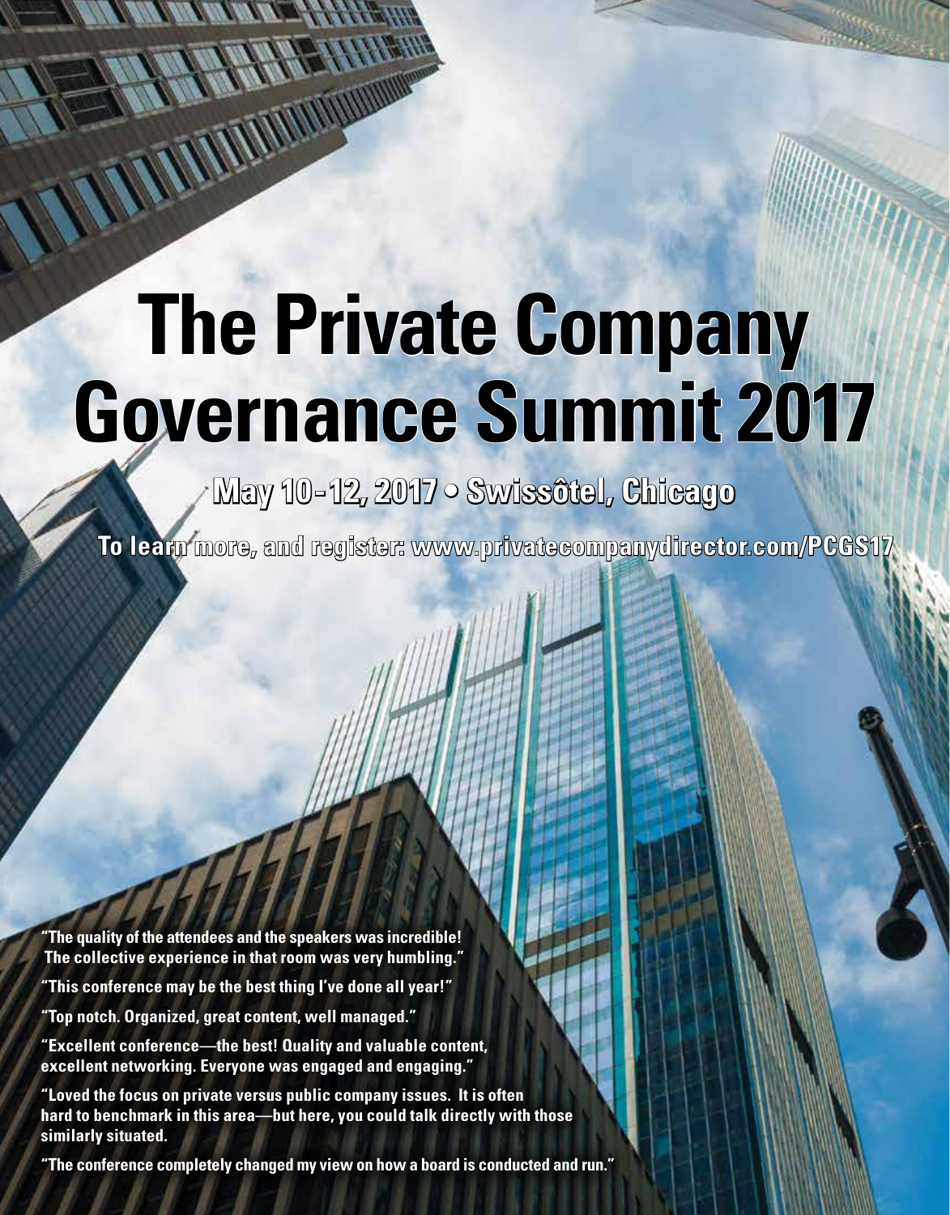# The Private Company Governance Summit 2017

**May 10-12, 2017 • Swissôtel, Chicago**

**To learn more, and register: www.privatecompanydirector.com/PCGS17**

**"The quality of the attendees and the speakers was incredible! The collective experience in that room was very humbling."**

**"This conference may be the best thing I've done all year!"**

**"Top notch. Organized, great content, well managed."**

**"Excellent conference—the best! Quality and valuable content, excellent networking. Everyone was engaged and engaging."**

**"Loved the focus on private versus public company issues. It is often hard to benchmark in this area—but here, you could talk directly with those similarly situated.**

**"The conference completely changed my view on how a board is conducted and run."**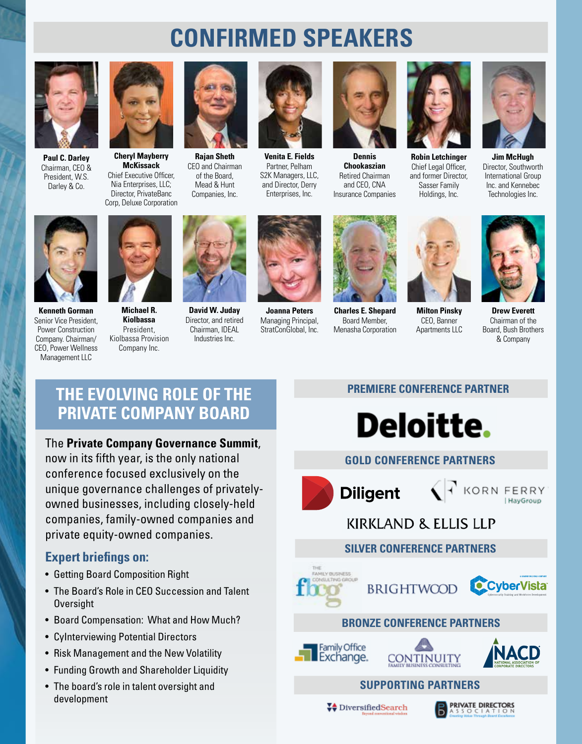# CONFIRMED SPEAKERS

**Paul C. Darley**
Chairman, CEO & President, W.S. Darley & Co.

**Cheryl Mayberry McKissack**
Chief Executive Officer, Nia Enterprises, LLC; Director, PrivateBanc Corp, Deluxe Corporation

**Rajan Sheth**
CEO and Chairman of the Board, Mead & Hunt Companies, Inc.

**Venita E. Fields**
Partner, Pelham S2K Managers, LLC, and Director, Derry Enterprises, Inc.

**Dennis Chookaszian**
Retired Chairman and CEO, CNA Insurance Companies

**Robin Letchinger**
Chief Legal Officer, and former Director, Sasser Family Holdings, Inc.

**Jim McHugh**
Director, Southworth International Group Inc. and Kennebec Technologies Inc.

**Kenneth Gorman**
Senior Vice President, Power Construction Company. Chairman/CEO, Power Wellness Management LLC

**Michael R. Kiolbassa**
President, Kiolbassa Provision Company Inc.

**David W. Juday**
Director, and retired Chairman, IDEAL Industries Inc.

**Joanna Peters**
Managing Principal, StratConGlobal, Inc.

**Charles E. Shepard**
Board Member, Menasha Corporation

**Milton Pinsky**
CEO, Banner Apartments LLC

**Drew Everett**
Chairman of the Board, Bush Brothers & Company

## THE EVOLVING ROLE OF THE PRIVATE COMPANY BOARD

The **Private Company Governance Summit**, now in its fifth year, is the only national conference focused exclusively on the unique governance challenges of privately-owned businesses, including closely-held companies, family-owned companies and private equity-owned companies.

### Expert briefings on:

- Getting Board Composition Right
- The Board's Role in CEO Succession and Talent Oversight
- Board Compensation: What and How Much?
- CyInterviewing Potential Directors
- Risk Management and the New Volatility
- Funding Growth and Shareholder Liquidity
- The board's role in talent oversight and development

### PREMIERE CONFERENCE PARTNER

Deloitte.

### GOLD CONFERENCE PARTNERS

Diligent

KORN FERRY | HayGroup

KIRKLAND & ELLIS LLP

### SILVER CONFERENCE PARTNERS

The Family Business Consulting Group (fbcg)

BRIGHTWOOD

CyberVista

### BRONZE CONFERENCE PARTNERS

Family Office Exchange

CONTINUITY Family Business Consulting

NACD National Association of Corporate Directors

### SUPPORTING PARTNERS

DiversifiedSearch

Private Directors Association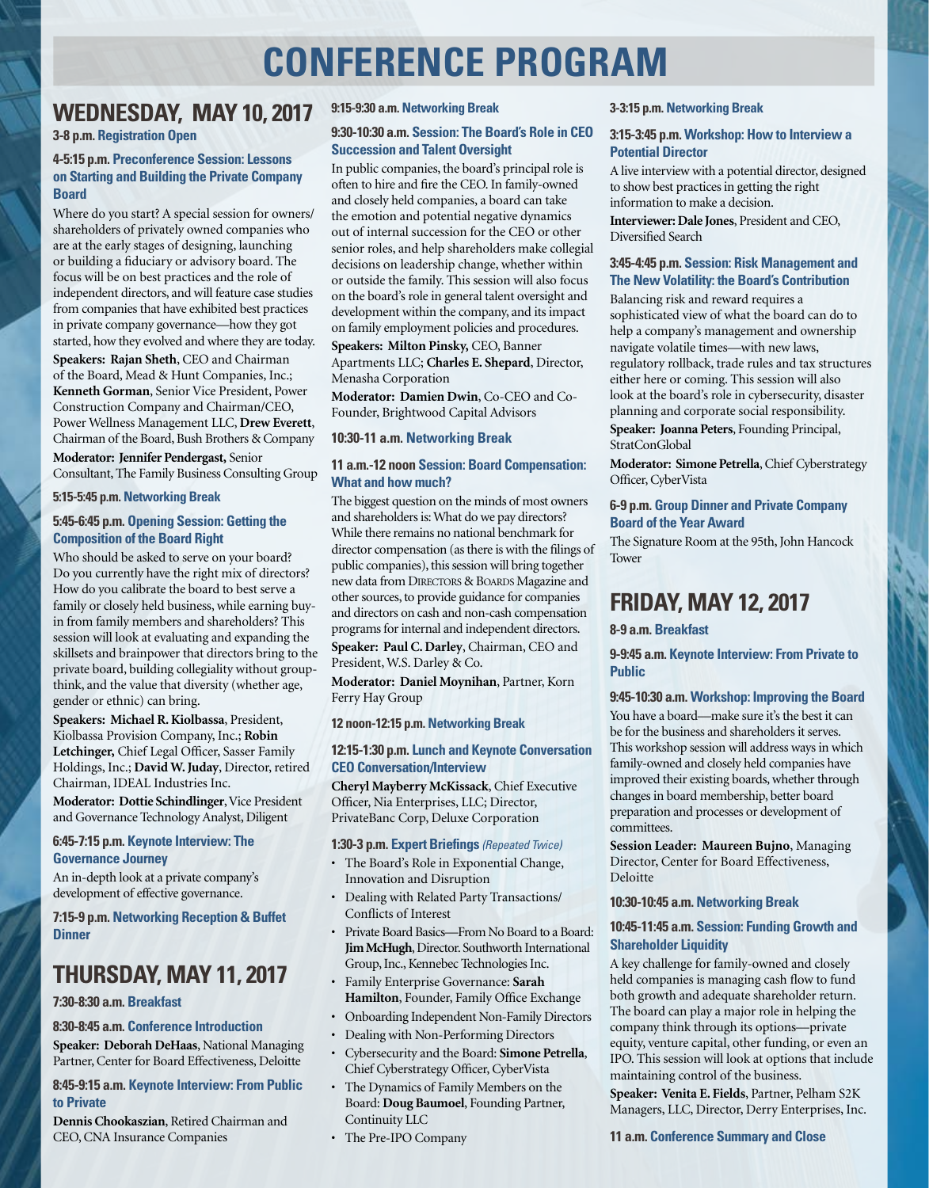# CONFERENCE PROGRAM

## WEDNESDAY, MAY 10, 2017

**3-8 p.m. Registration Open**

### 4-5:15 p.m. Preconference Session: Lessons on Starting and Building the Private Company Board

Where do you start? A special session for owners/shareholders of privately owned companies who are at the early stages of designing, launching or building a fiduciary or advisory board. The focus will be on best practices and the role of independent directors, and will feature case studies from companies that have exhibited best practices in private company governance—how they got started, how they evolved and where they are today.

**Speakers: Rajan Sheth**, CEO and Chairman of the Board, Mead & Hunt Companies, Inc.; **Kenneth Gorman**, Senior Vice President, Power Construction Company and Chairman/CEO, Power Wellness Management LLC, **Drew Everett**, Chairman of the Board, Bush Brothers & Company

**Moderator: Jennifer Pendergast,** Senior Consultant, The Family Business Consulting Group

**5:15-5:45 p.m. Networking Break**

### 5:45-6:45 p.m. Opening Session: Getting the Composition of the Board Right

Who should be asked to serve on your board? Do you currently have the right mix of directors? How do you calibrate the board to best serve a family or closely held business, while earning buy-in from family members and shareholders? This session will look at evaluating and expanding the skillsets and brainpower that directors bring to the private board, building collegiality without group-think, and the value that diversity (whether age, gender or ethnic) can bring.

**Speakers: Michael R. Kiolbassa**, President, Kiolbassa Provision Company, Inc.; **Robin Letchinger,** Chief Legal Officer, Sasser Family Holdings, Inc.; **David W. Juday**, Director, retired Chairman, IDEAL Industries Inc.

**Moderator: Dottie Schindlinger**, Vice President and Governance Technology Analyst, Diligent

### 6:45-7:15 p.m. Keynote Interview: The Governance Journey

An in-depth look at a private company's development of effective governance.

**7:15-9 p.m. Networking Reception & Buffet Dinner**

## THURSDAY, MAY 11, 2017

**7:30-8:30 a.m. Breakfast**

### 8:30-8:45 a.m. Conference Introduction

**Speaker: Deborah DeHaas**, National Managing Partner, Center for Board Effectiveness, Deloitte

### 8:45-9:15 a.m. Keynote Interview: From Public to Private

**Dennis Chookaszian**, Retired Chairman and CEO, CNA Insurance Companies

**9:15-9:30 a.m. Networking Break**

### 9:30-10:30 a.m. Session: The Board's Role in CEO Succession and Talent Oversight

In public companies, the board's principal role is often to hire and fire the CEO. In family-owned and closely held companies, a board can take the emotion and potential negative dynamics out of internal succession for the CEO or other senior roles, and help shareholders make collegial decisions on leadership change, whether within or outside the family. This session will also focus on the board's role in general talent oversight and development within the company, and its impact on family employment policies and procedures.

**Speakers: Milton Pinsky,** CEO, Banner Apartments LLC; **Charles E. Shepard**, Director, Menasha Corporation

**Moderator: Damien Dwin**, Co-CEO and Co-Founder, Brightwood Capital Advisors

**10:30-11 a.m. Networking Break**

### 11 a.m.-12 noon Session: Board Compensation: What and how much?

The biggest question on the minds of most owners and shareholders is: What do we pay directors? While there remains no national benchmark for director compensation (as there is with the filings of public companies), this session will bring together new data from DIRECTORS & BOARDS Magazine and other sources, to provide guidance for companies and directors on cash and non-cash compensation programs for internal and independent directors.

**Speaker: Paul C. Darley**, Chairman, CEO and President, W.S. Darley & Co.

**Moderator: Daniel Moynihan**, Partner, Korn Ferry Hay Group

**12 noon-12:15 p.m. Networking Break**

### 12:15-1:30 p.m. Lunch and Keynote Conversation CEO Conversation/Interview

**Cheryl Mayberry McKissack**, Chief Executive Officer, Nia Enterprises, LLC; Director, PrivateBanc Corp, Deluxe Corporation

### 1:30-3 p.m. Expert Briefings *(Repeated Twice)*

- The Board's Role in Exponential Change, Innovation and Disruption
- Dealing with Related Party Transactions/ Conflicts of Interest
- Private Board Basics—From No Board to a Board: **Jim McHugh**, Director. Southworth International Group, Inc., Kennebec Technologies Inc.
- Family Enterprise Governance: **Sarah Hamilton**, Founder, Family Office Exchange
- Onboarding Independent Non-Family Directors
- Dealing with Non-Performing Directors
- Cybersecurity and the Board: **Simone Petrella**, Chief Cyberstrategy Officer, CyberVista
- The Dynamics of Family Members on the Board: **Doug Baumoel**, Founding Partner, Continuity LLC
- The Pre-IPO Company

**3-3:15 p.m. Networking Break**

### 3:15-3:45 p.m. Workshop: How to Interview a Potential Director

A live interview with a potential director, designed to show best practices in getting the right information to make a decision.

**Interviewer: Dale Jones**, President and CEO, Diversified Search

### 3:45-4:45 p.m. Session: Risk Management and The New Volatility: the Board's Contribution

Balancing risk and reward requires a sophisticated view of what the board can do to help a company's management and ownership navigate volatile times—with new laws, regulatory rollback, trade rules and tax structures either here or coming. This session will also look at the board's role in cybersecurity, disaster planning and corporate social responsibility.

**Speaker: Joanna Peters**, Founding Principal, StratConGlobal

**Moderator: Simone Petrella**, Chief Cyberstrategy Officer, CyberVista

### 6-9 p.m. Group Dinner and Private Company Board of the Year Award

The Signature Room at the 95th, John Hancock Tower

## FRIDAY, MAY 12, 2017

**8-9 a.m. Breakfast**

### 9-9:45 a.m. Keynote Interview: From Private to Public

### 9:45-10:30 a.m. Workshop: Improving the Board

You have a board—make sure it's the best it can be for the business and shareholders it serves. This workshop session will address ways in which family-owned and closely held companies have improved their existing boards, whether through changes in board membership, better board preparation and processes or development of committees.

**Session Leader: Maureen Bujno**, Managing Director, Center for Board Effectiveness, Deloitte

**10:30-10:45 a.m. Networking Break**

### 10:45-11:45 a.m. Session: Funding Growth and Shareholder Liquidity

A key challenge for family-owned and closely held companies is managing cash flow to fund both growth and adequate shareholder return. The board can play a major role in helping the company think through its options—private equity, venture capital, other funding, or even an IPO. This session will look at options that include maintaining control of the business.

**Speaker: Venita E. Fields**, Partner, Pelham S2K Managers, LLC, Director, Derry Enterprises, Inc.

**11 a.m. Conference Summary and Close**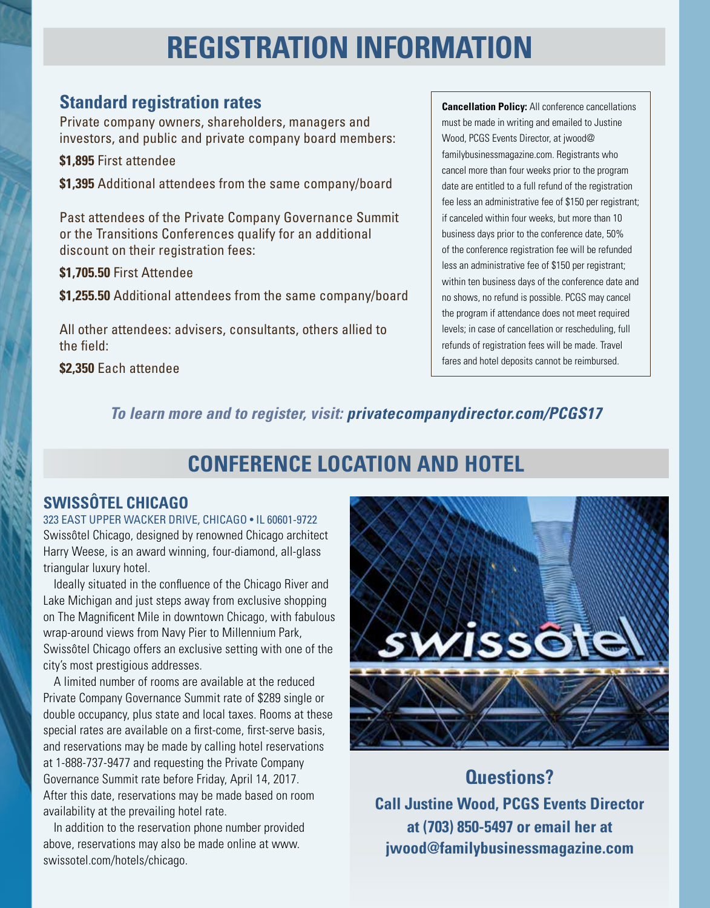# REGISTRATION INFORMATION

## Standard registration rates

Private company owners, shareholders, managers and investors, and public and private company board members:

**$1,895** First attendee

**$1,395** Additional attendees from the same company/board

Past attendees of the Private Company Governance Summit or the Transitions Conferences qualify for an additional discount on their registration fees:

**$1,705.50** First Attendee

**$1,255.50** Additional attendees from the same company/board

All other attendees: advisers, consultants, others allied to the field:

**$2,350** Each attendee

**Cancellation Policy:** All conference cancellations must be made in writing and emailed to Justine Wood, PCGS Events Director, at jwood@familybusinessmagazine.com. Registrants who cancel more than four weeks prior to the program date are entitled to a full refund of the registration fee less an administrative fee of $150 per registrant; if canceled within four weeks, but more than 10 business days prior to the conference date, 50% of the conference registration fee will be refunded less an administrative fee of $150 per registrant; within ten business days of the conference date and no shows, no refund is possible. PCGS may cancel the program if attendance does not meet required levels; in case of cancellation or rescheduling, full refunds of registration fees will be made. Travel fares and hotel deposits cannot be reimbursed.

***To learn more and to register, visit: privatecompanydirector.com/PCGS17***

# CONFERENCE LOCATION AND HOTEL

## SWISSÔTEL CHICAGO

323 EAST UPPER WACKER DRIVE, CHICAGO • IL 60601-9722

Swissôtel Chicago, designed by renowned Chicago architect Harry Weese, is an award winning, four-diamond, all-glass triangular luxury hotel.

Ideally situated in the confluence of the Chicago River and Lake Michigan and just steps away from exclusive shopping on The Magnificent Mile in downtown Chicago, with fabulous wrap-around views from Navy Pier to Millennium Park, Swissôtel Chicago offers an exclusive setting with one of the city's most prestigious addresses.

A limited number of rooms are available at the reduced Private Company Governance Summit rate of $289 single or double occupancy, plus state and local taxes. Rooms at these special rates are available on a first-come, first-serve basis, and reservations may be made by calling hotel reservations at 1-888-737-9477 and requesting the Private Company Governance Summit rate before Friday, April 14, 2017. After this date, reservations may be made based on room availability at the prevailing hotel rate.

In addition to the reservation phone number provided above, reservations may also be made online at www.swissotel.com/hotels/chicago.

## Questions?

**Call Justine Wood, PCGS Events Director at (703) 850-5497 or email her at jwood@familybusinessmagazine.com**